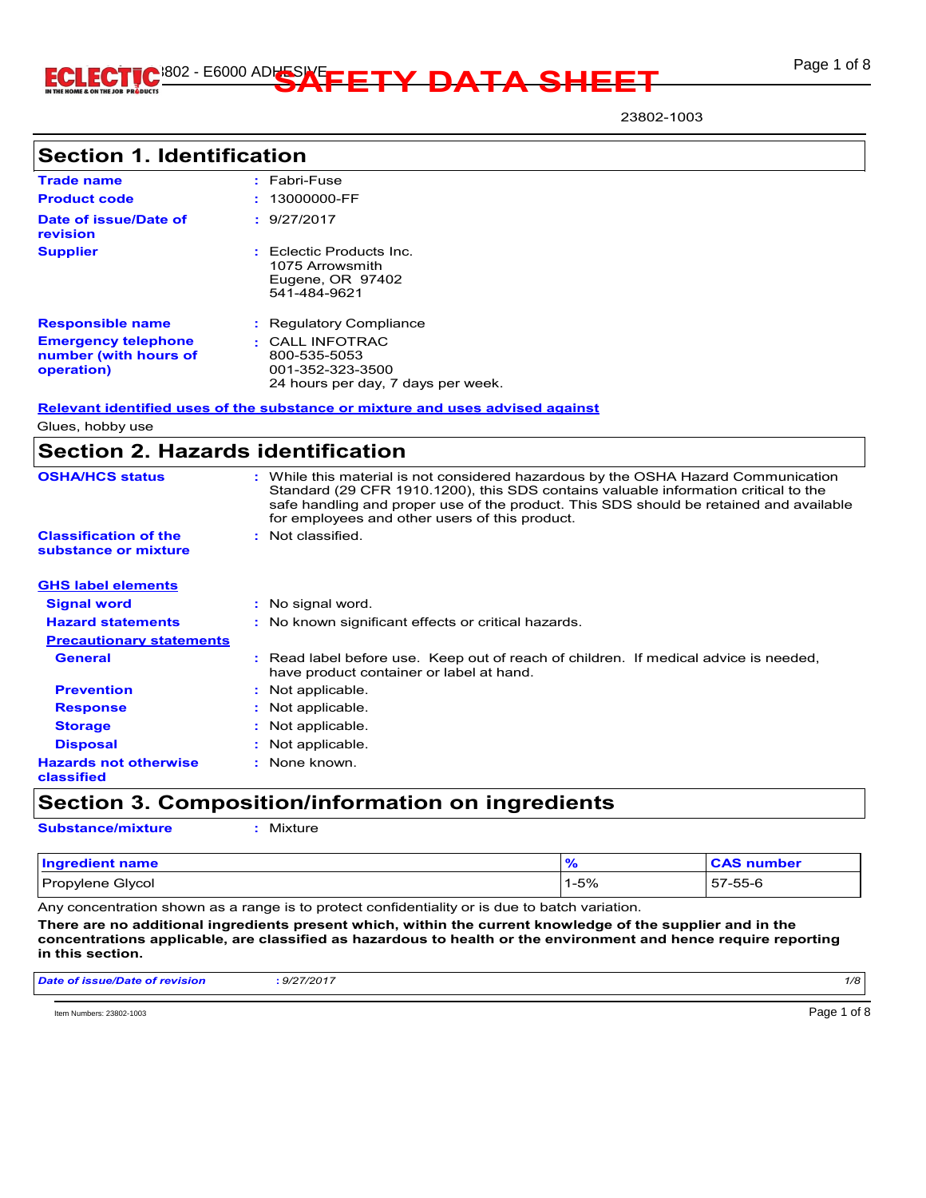# SAFETY DATA SHEET

23802-1003

## Section 1. Identification

**Trade name** : Fabri-Fuse

**Product code** : 13000000-FF

**Date of issue/Date of revision** : 9/27/2017

**Supplier** : Eclectic Products Inc.
1075 Arrowsmith
Eugene, OR 97402
541-484-9621

**Responsible name** : Regulatory Compliance

**Emergency telephone number (with hours of operation)** : CALL INFOTRAC
800-535-5053
001-352-323-3500
24 hours per day, 7 days per week.

**Relevant identified uses of the substance or mixture and uses advised against**

Glues, hobby use

## Section 2. Hazards identification

**OSHA/HCS status** : While this material is not considered hazardous by the OSHA Hazard Communication Standard (29 CFR 1910.1200), this SDS contains valuable information critical to the safe handling and proper use of the product. This SDS should be retained and available for employees and other users of this product.

**Classification of the substance or mixture** : Not classified.

**GHS label elements**

**Signal word** : No signal word.

**Hazard statements** : No known significant effects or critical hazards.

**Precautionary statements**

**General** : Read label before use. Keep out of reach of children. If medical advice is needed, have product container or label at hand.

**Prevention** : Not applicable.

**Response** : Not applicable.

**Storage** : Not applicable.

**Disposal** : Not applicable.

**Hazards not otherwise classified** : None known.

## Section 3. Composition/information on ingredients

**Substance/mixture** : Mixture

| Ingredient name | % | CAS number |
|---|---|---|
| Propylene Glycol | 1-5% | 57-55-6 |

Any concentration shown as a range is to protect confidentiality or is due to batch variation.

**There are no additional ingredients present which, within the current knowledge of the supplier and in the concentrations applicable, are classified as hazardous to health or the environment and hence require reporting in this section.**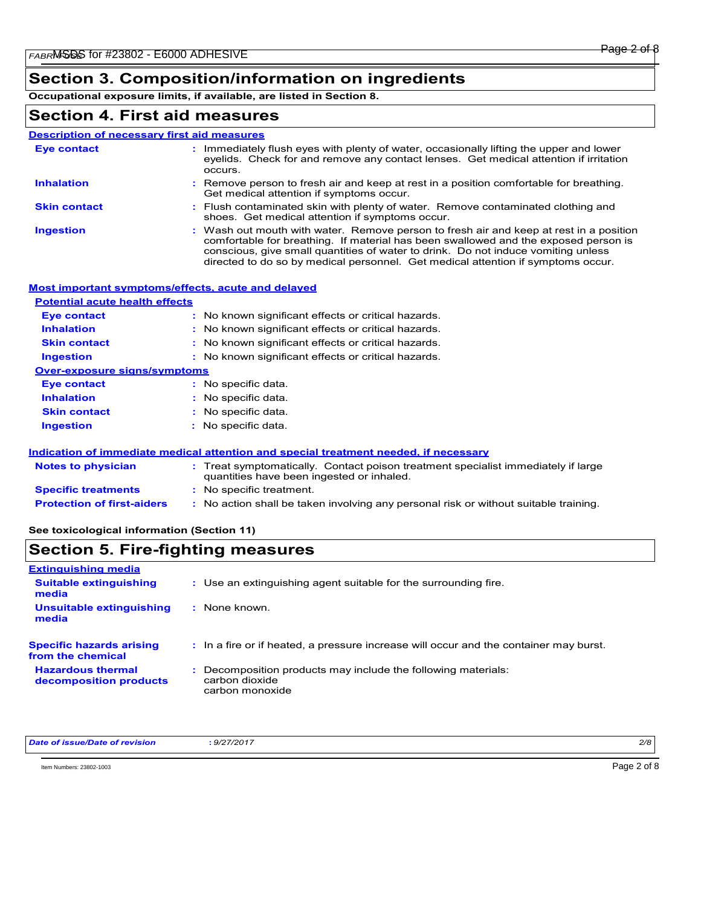## Section 3. Composition/information on ingredients

**Occupational exposure limits, if available, are listed in Section 8.**

## Section 4. First aid measures

### Description of necessary first aid measures

**Eye contact** : Immediately flush eyes with plenty of water, occasionally lifting the upper and lower eyelids. Check for and remove any contact lenses. Get medical attention if irritation occurs.

**Inhalation** : Remove person to fresh air and keep at rest in a position comfortable for breathing. Get medical attention if symptoms occur.

**Skin contact** : Flush contaminated skin with plenty of water. Remove contaminated clothing and shoes. Get medical attention if symptoms occur.

**Ingestion** : Wash out mouth with water. Remove person to fresh air and keep at rest in a position comfortable for breathing. If material has been swallowed and the exposed person is conscious, give small quantities of water to drink. Do not induce vomiting unless directed to do so by medical personnel. Get medical attention if symptoms occur.

### Most important symptoms/effects, acute and delayed

#### Potential acute health effects

**Eye contact** : No known significant effects or critical hazards.

**Inhalation** : No known significant effects or critical hazards.

**Skin contact** : No known significant effects or critical hazards.

**Ingestion** : No known significant effects or critical hazards.

#### Over-exposure signs/symptoms

**Eye contact** : No specific data.

**Inhalation** : No specific data.

**Skin contact** : No specific data.

**Ingestion** : No specific data.

### Indication of immediate medical attention and special treatment needed, if necessary

**Notes to physician** : Treat symptomatically. Contact poison treatment specialist immediately if large quantities have been ingested or inhaled.

**Specific treatments** : No specific treatment.

**Protection of first-aiders** : No action shall be taken involving any personal risk or without suitable training.

**See toxicological information (Section 11)**

## Section 5. Fire-fighting measures

### Extinguishing media

**Suitable extinguishing media** : Use an extinguishing agent suitable for the surrounding fire.

**Unsuitable extinguishing media** : None known.

**Specific hazards arising from the chemical** : In a fire or if heated, a pressure increase will occur and the container may burst.

**Hazardous thermal decomposition products** : Decomposition products may include the following materials:
carbon dioxide
carbon monoxide

*Date of issue/Date of revision* : *9/27/2017*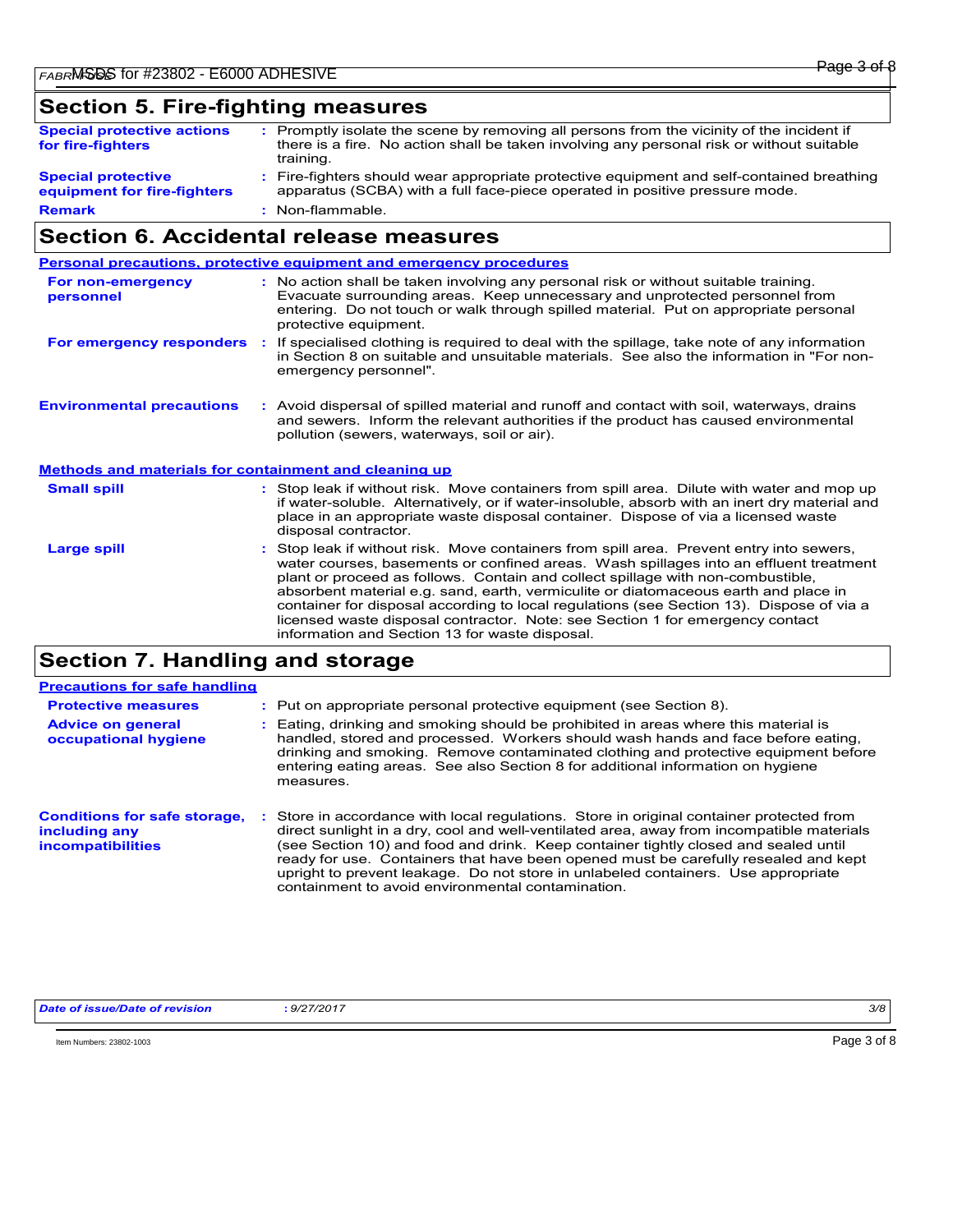## Section 5. Fire-fighting measures

**Special protective actions for fire-fighters** : Promptly isolate the scene by removing all persons from the vicinity of the incident if there is a fire. No action shall be taken involving any personal risk or without suitable training.

**Special protective equipment for fire-fighters** : Fire-fighters should wear appropriate protective equipment and self-contained breathing apparatus (SCBA) with a full face-piece operated in positive pressure mode.

**Remark** : Non-flammable.

## Section 6. Accidental release measures

### Personal precautions, protective equipment and emergency procedures

**For non-emergency personnel** : No action shall be taken involving any personal risk or without suitable training. Evacuate surrounding areas. Keep unnecessary and unprotected personnel from entering. Do not touch or walk through spilled material. Put on appropriate personal protective equipment.

**For emergency responders** : If specialised clothing is required to deal with the spillage, take note of any information in Section 8 on suitable and unsuitable materials. See also the information in "For non-emergency personnel".

**Environmental precautions** : Avoid dispersal of spilled material and runoff and contact with soil, waterways, drains and sewers. Inform the relevant authorities if the product has caused environmental pollution (sewers, waterways, soil or air).

### Methods and materials for containment and cleaning up

**Small spill** : Stop leak if without risk. Move containers from spill area. Dilute with water and mop up if water-soluble. Alternatively, or if water-insoluble, absorb with an inert dry material and place in an appropriate waste disposal container. Dispose of via a licensed waste disposal contractor.

**Large spill** : Stop leak if without risk. Move containers from spill area. Prevent entry into sewers, water courses, basements or confined areas. Wash spillages into an effluent treatment plant or proceed as follows. Contain and collect spillage with non-combustible, absorbent material e.g. sand, earth, vermiculite or diatomaceous earth and place in container for disposal according to local regulations (see Section 13). Dispose of via a licensed waste disposal contractor. Note: see Section 1 for emergency contact information and Section 13 for waste disposal.

## Section 7. Handling and storage

### Precautions for safe handling

**Protective measures** : Put on appropriate personal protective equipment (see Section 8).

**Advice on general occupational hygiene** : Eating, drinking and smoking should be prohibited in areas where this material is handled, stored and processed. Workers should wash hands and face before eating, drinking and smoking. Remove contaminated clothing and protective equipment before entering eating areas. See also Section 8 for additional information on hygiene measures.

**Conditions for safe storage, including any incompatibilities** : Store in accordance with local regulations. Store in original container protected from direct sunlight in a dry, cool and well-ventilated area, away from incompatible materials (see Section 10) and food and drink. Keep container tightly closed and sealed until ready for use. Containers that have been opened must be carefully resealed and kept upright to prevent leakage. Do not store in unlabeled containers. Use appropriate containment to avoid environmental contamination.

*Date of issue/Date of revision* : *9/27/2017*

Item Numbers: 23802-1003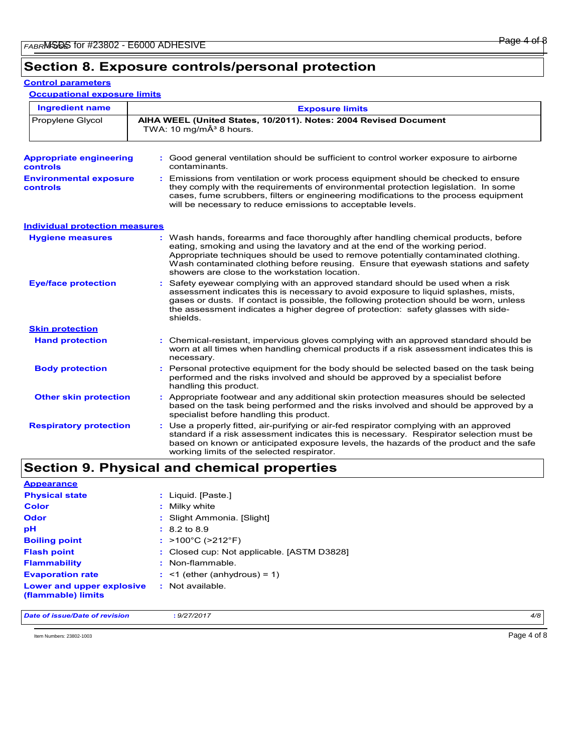# Section 8. Exposure controls/personal protection

**Control parameters**

**Occupational exposure limits**

| Ingredient name | Exposure limits |
| --- | --- |
| Propylene Glycol | **AIHA WEEL (United States, 10/2011). Notes: 2004 Revised Document** TWA: 10 mg/mÂ³ 8 hours. |

**Appropriate engineering controls** : Good general ventilation should be sufficient to control worker exposure to airborne contaminants.

**Environmental exposure controls** : Emissions from ventilation or work process equipment should be checked to ensure they comply with the requirements of environmental protection legislation. In some cases, fume scrubbers, filters or engineering modifications to the process equipment will be necessary to reduce emissions to acceptable levels.

**Individual protection measures**

**Hygiene measures** : Wash hands, forearms and face thoroughly after handling chemical products, before eating, smoking and using the lavatory and at the end of the working period. Appropriate techniques should be used to remove potentially contaminated clothing. Wash contaminated clothing before reusing. Ensure that eyewash stations and safety showers are close to the workstation location.

**Eye/face protection** : Safety eyewear complying with an approved standard should be used when a risk assessment indicates this is necessary to avoid exposure to liquid splashes, mists, gases or dusts. If contact is possible, the following protection should be worn, unless the assessment indicates a higher degree of protection: safety glasses with side-shields.

**Skin protection**

**Hand protection** : Chemical-resistant, impervious gloves complying with an approved standard should be worn at all times when handling chemical products if a risk assessment indicates this is necessary.

**Body protection** : Personal protective equipment for the body should be selected based on the task being performed and the risks involved and should be approved by a specialist before handling this product.

**Other skin protection** : Appropriate footwear and any additional skin protection measures should be selected based on the task being performed and the risks involved and should be approved by a specialist before handling this product.

**Respiratory protection** : Use a properly fitted, air-purifying or air-fed respirator complying with an approved standard if a risk assessment indicates this is necessary. Respirator selection must be based on known or anticipated exposure levels, the hazards of the product and the safe working limits of the selected respirator.

# Section 9. Physical and chemical properties

**Appearance**

**Physical state** : Liquid. [Paste.]

**Color** : Milky white

**Odor** : Slight Ammonia. [Slight]

**pH** : 8.2 to 8.9

**Boiling point** : >100°C (>212°F)

**Flash point** : Closed cup: Not applicable. [ASTM D3828]

**Flammability** : Non-flammable.

**Evaporation rate** : <1 (ether (anhydrous) = 1)

**Lower and upper explosive (flammable) limits** : Not available.

*Date of issue/Date of revision* : *9/27/2017*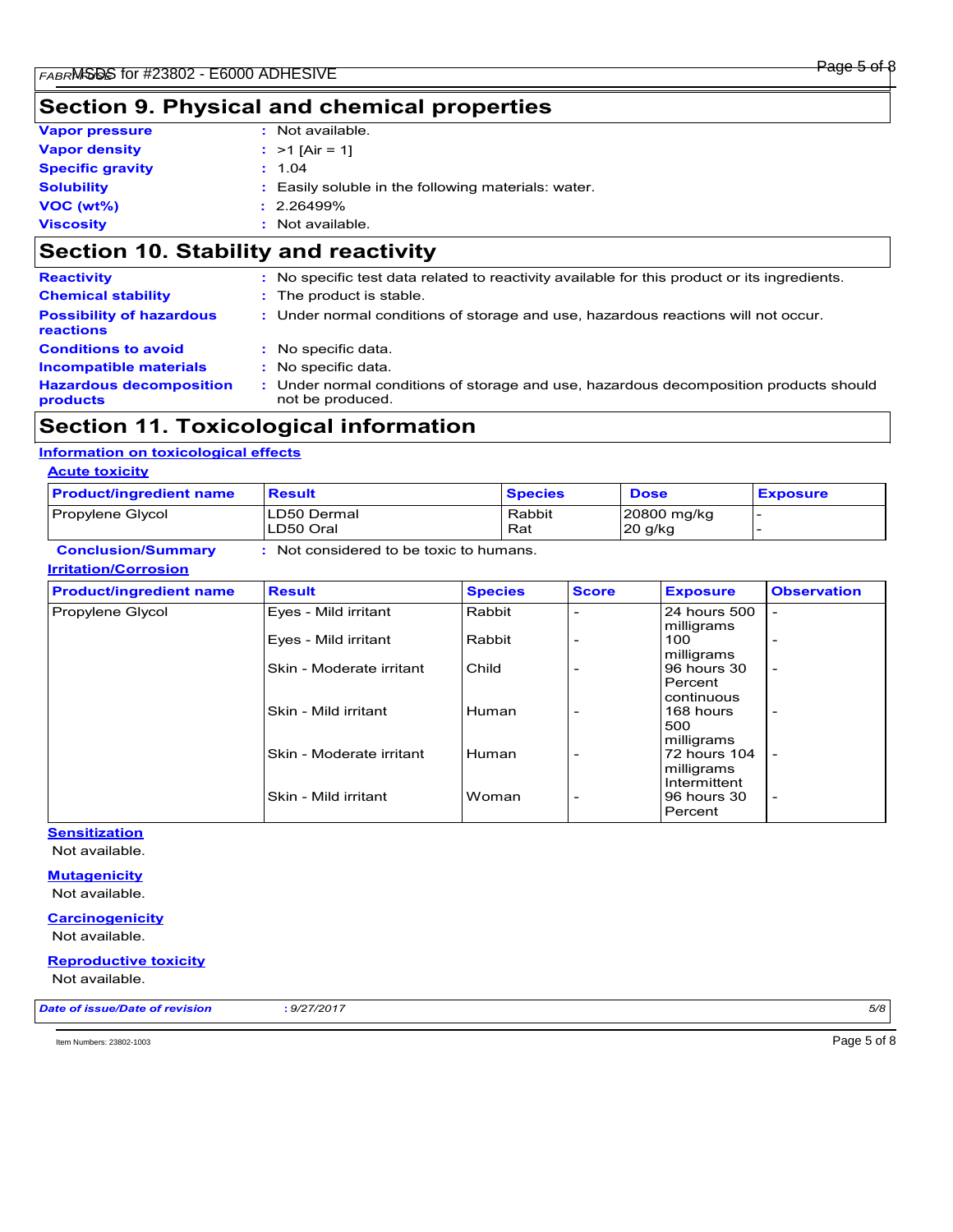## Section 9. Physical and chemical properties

**Vapor pressure** : Not available.

**Vapor density** : >1 [Air = 1]

**Specific gravity** : 1.04

**Solubility** : Easily soluble in the following materials: water.

**VOC (wt%)** : 2.26499%

**Viscosity** : Not available.

## Section 10. Stability and reactivity

**Reactivity** : No specific test data related to reactivity available for this product or its ingredients.

**Chemical stability** : The product is stable.

**Possibility of hazardous reactions** : Under normal conditions of storage and use, hazardous reactions will not occur.

**Conditions to avoid** : No specific data.

**Incompatible materials** : No specific data.

**Hazardous decomposition products** : Under normal conditions of storage and use, hazardous decomposition products should not be produced.

## Section 11. Toxicological information

### Information on toxicological effects

#### Acute toxicity

| Product/ingredient name | Result | Species | Dose | Exposure |
|---|---|---|---|---|
| Propylene Glycol | LD50 Dermal<br>LD50 Oral | Rabbit<br>Rat | 20800 mg/kg<br>20 g/kg | -<br>- |

**Conclusion/Summary** : Not considered to be toxic to humans.

#### Irritation/Corrosion

| Product/ingredient name | Result | Species | Score | Exposure | Observation |
|---|---|---|---|---|---|
| Propylene Glycol | Eyes - Mild irritant | Rabbit | - | 24 hours 500 milligrams | - |
| | Eyes - Mild irritant | Rabbit | - | 100 milligrams | - |
| | Skin - Moderate irritant | Child | - | 96 hours 30 Percent continuous | - |
| | Skin - Mild irritant | Human | - | 168 hours 500 milligrams | - |
| | Skin - Moderate irritant | Human | - | 72 hours 104 milligrams Intermittent | - |
| | Skin - Mild irritant | Woman | - | 96 hours 30 Percent | - |

#### Sensitization

Not available.

#### Mutagenicity

Not available.

#### Carcinogenicity

Not available.

#### Reproductive toxicity

Not available.

*Date of issue/Date of revision* : *9/27/2017*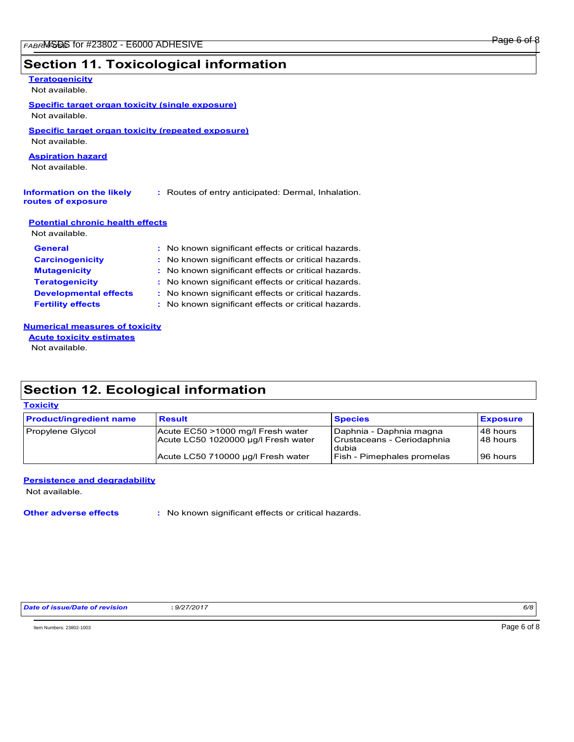## Section 11. Toxicological information

**Teratogenicity**

Not available.

**Specific target organ toxicity (single exposure)**

Not available.

**Specific target organ toxicity (repeated exposure)**

Not available.

**Aspiration hazard**

Not available.

**Information on the likely routes of exposure** : Routes of entry anticipated: Dermal, Inhalation.

**Potential chronic health effects**

Not available.

**General** : No known significant effects or critical hazards.
**Carcinogenicity** : No known significant effects or critical hazards.
**Mutagenicity** : No known significant effects or critical hazards.
**Teratogenicity** : No known significant effects or critical hazards.
**Developmental effects** : No known significant effects or critical hazards.
**Fertility effects** : No known significant effects or critical hazards.

**Numerical measures of toxicity**

**Acute toxicity estimates**

Not available.

## Section 12. Ecological information

**Toxicity**

| Product/ingredient name | Result | Species | Exposure |
|---|---|---|---|
| Propylene Glycol | Acute EC50 >1000 mg/l Fresh water | Daphnia - Daphnia magna | 48 hours |
| | Acute LC50 1020000 µg/l Fresh water | Crustaceans - Ceriodaphnia dubia | 48 hours |
| | Acute LC50 710000 µg/l Fresh water | Fish - Pimephales promelas | 96 hours |

**Persistence and degradability**

Not available.

**Other adverse effects** : No known significant effects or critical hazards.

*Date of issue/Date of revision* : *9/27/2017*

Item Numbers: 23802-1003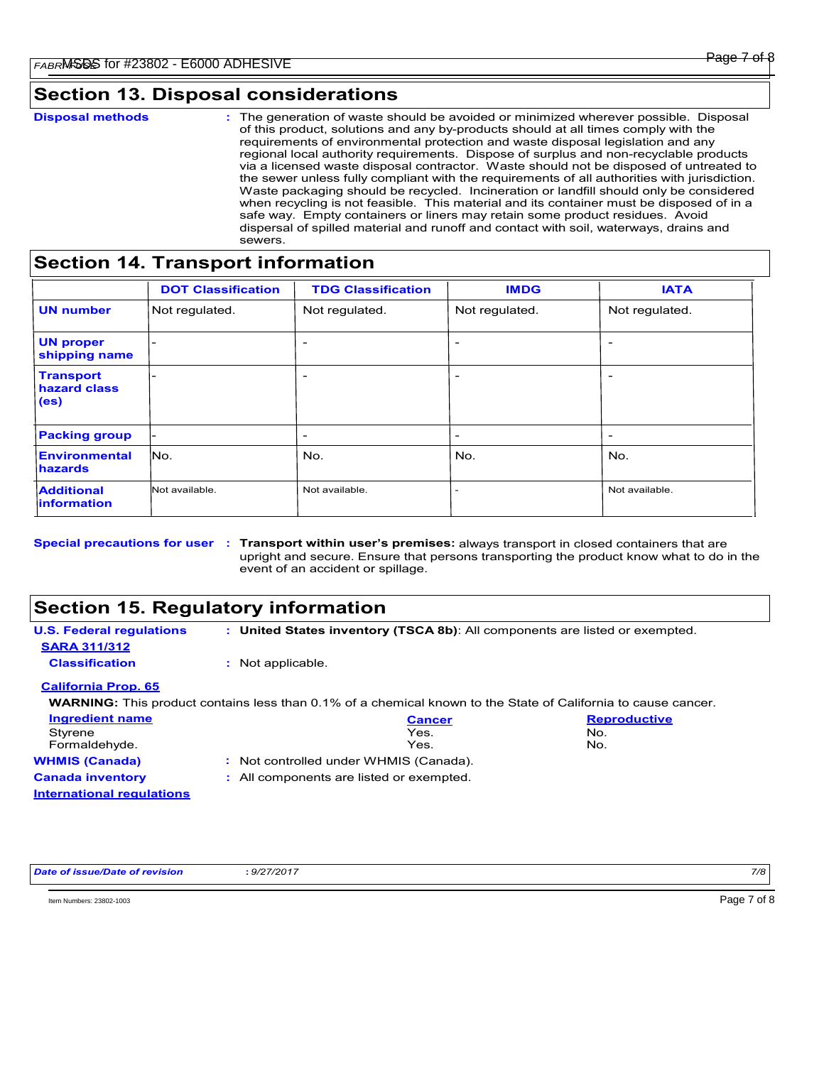## Section 13. Disposal considerations

**Disposal methods** : The generation of waste should be avoided or minimized wherever possible. Disposal of this product, solutions and any by-products should at all times comply with the requirements of environmental protection and waste disposal legislation and any regional local authority requirements. Dispose of surplus and non-recyclable products via a licensed waste disposal contractor. Waste should not be disposed of untreated to the sewer unless fully compliant with the requirements of all authorities with jurisdiction. Waste packaging should be recycled. Incineration or landfill should only be considered when recycling is not feasible. This material and its container must be disposed of in a safe way. Empty containers or liners may retain some product residues. Avoid dispersal of spilled material and runoff and contact with soil, waterways, drains and sewers.

## Section 14. Transport information

| | DOT Classification | TDG Classification | IMDG | IATA |
|---|---|---|---|---|
| **UN number** | Not regulated. | Not regulated. | Not regulated. | Not regulated. |
| **UN proper shipping name** | - | - | - | - |
| **Transport hazard class (es)** | - | - | - | - |
| **Packing group** | - | - | - | - |
| **Environmental hazards** | No. | No. | No. | No. |
| **Additional information** | Not available. | Not available. | - | Not available. |

**Special precautions for user** : **Transport within user's premises:** always transport in closed containers that are upright and secure. Ensure that persons transporting the product know what to do in the event of an accident or spillage.

## Section 15. Regulatory information

**U.S. Federal regulations** : **United States inventory (TSCA 8b)**: All components are listed or exempted.

**SARA 311/312**

**Classification** : Not applicable.

**California Prop. 65**

**WARNING:** This product contains less than 0.1% of a chemical known to the State of California to cause cancer.

| Ingredient name | Cancer | Reproductive |
|---|---|---|
| Styrene | Yes. | No. |
| Formaldehyde. | Yes. | No. |

**WHMIS (Canada)** : Not controlled under WHMIS (Canada).

**Canada inventory** : All components are listed or exempted.

**International regulations**

*Date of issue/Date of revision* : *9/27/2017*

Item Numbers: 23802-1003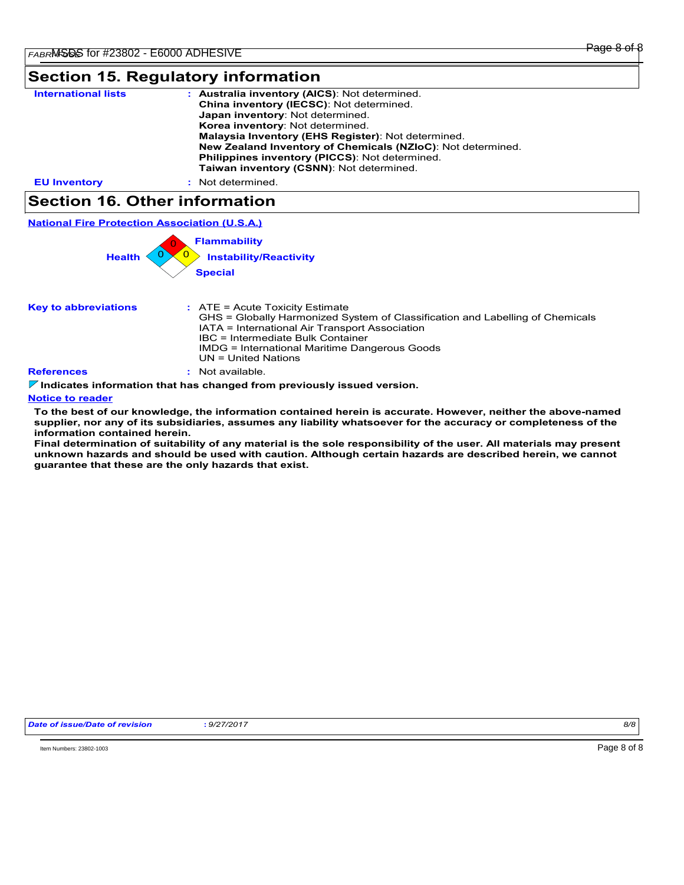## Section 15. Regulatory information

**International lists** : **Australia inventory (AICS)**: Not determined.
**China inventory (IECSC)**: Not determined.
**Japan inventory**: Not determined.
**Korea inventory**: Not determined.
**Malaysia Inventory (EHS Register)**: Not determined.
**New Zealand Inventory of Chemicals (NZIoC)**: Not determined.
**Philippines inventory (PICCS)**: Not determined.
**Taiwan inventory (CSNN)**: Not determined.

**EU Inventory** : Not determined.

## Section 16. Other information

**National Fire Protection Association (U.S.A.)**

Flammability 0
Health 0
Instability/Reactivity 0
Special

**Key to abbreviations** : ATE = Acute Toxicity Estimate
GHS = Globally Harmonized System of Classification and Labelling of Chemicals
IATA = International Air Transport Association
IBC = Intermediate Bulk Container
IMDG = International Maritime Dangerous Goods
UN = United Nations

**References** : Not available.

**Indicates information that has changed from previously issued version.**

**Notice to reader**

**To the best of our knowledge, the information contained herein is accurate. However, neither the above-named supplier, nor any of its subsidiaries, assumes any liability whatsoever for the accuracy or completeness of the information contained herein.**
**Final determination of suitability of any material is the sole responsibility of the user. All materials may present unknown hazards and should be used with caution. Although certain hazards are described herein, we cannot guarantee that these are the only hazards that exist.**

*Date of issue/Date of revision* : *9/27/2017*

Item Numbers: 23802-1003